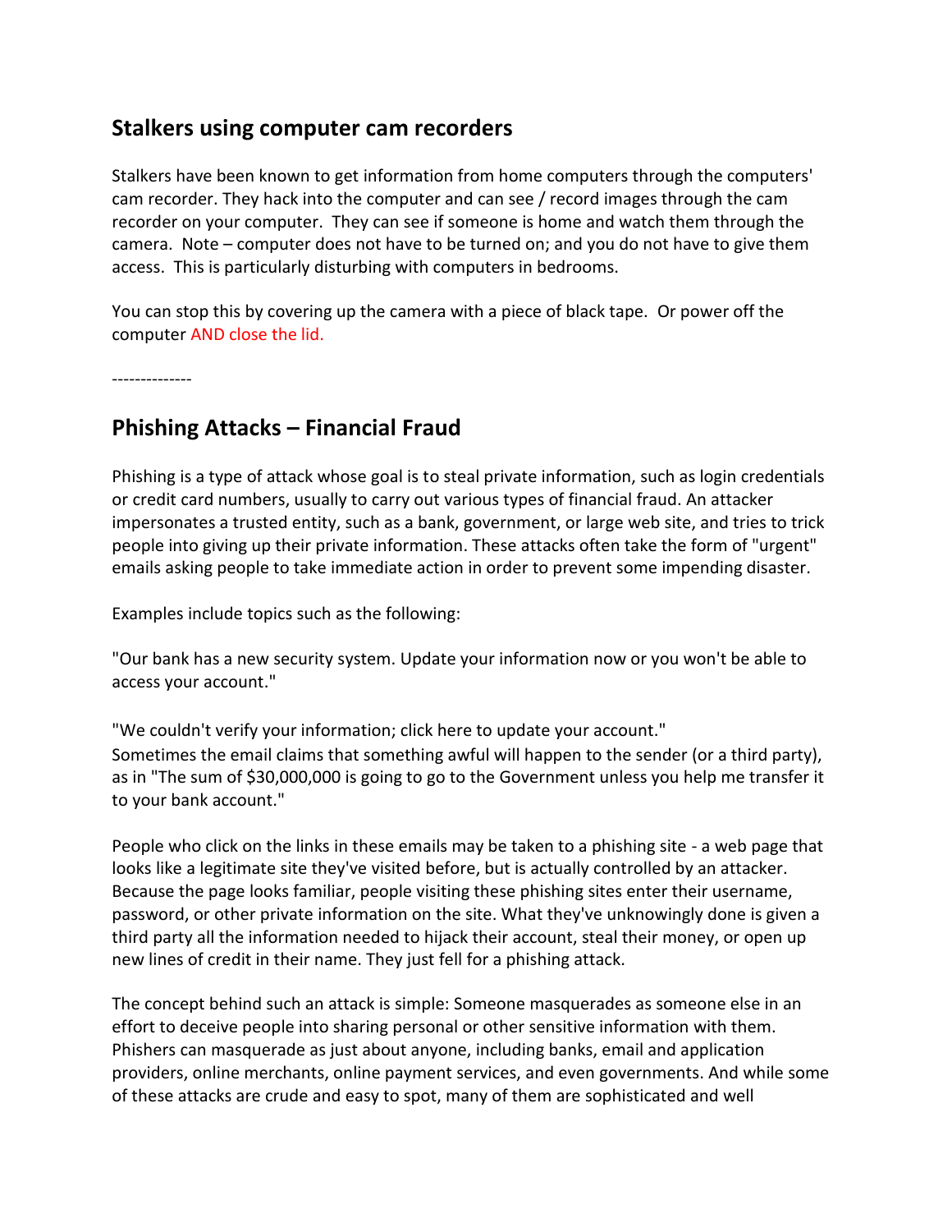## Stalkers using computer cam recorders

Stalkers have been known to get information from home computers through the computers' cam recorder. They hack into the computer and can see / record images through the cam recorder on your computer. They can see if someone is home and watch them through the camera. Note – computer does not have to be turned on; and you do not have to give them access. This is particularly disturbing with computers in bedrooms.

You can stop this by covering up the camera with a piece of black tape. Or power off the computer AND close the lid.

--------------

## Phishing Attacks – Financial Fraud

Phishing is a type of attack whose goal is to steal private information, such as login credentials or credit card numbers, usually to carry out various types of financial fraud. An attacker impersonates a trusted entity, such as a bank, government, or large web site, and tries to trick people into giving up their private information. These attacks often take the form of "urgent" emails asking people to take immediate action in order to prevent some impending disaster.

Examples include topics such as the following:

"Our bank has a new security system. Update your information now or you won't be able to access your account."

"We couldn't verify your information; click here to update your account."
Sometimes the email claims that something awful will happen to the sender (or a third party), as in "The sum of $30,000,000 is going to go to the Government unless you help me transfer it to your bank account."

People who click on the links in these emails may be taken to a phishing site - a web page that looks like a legitimate site they've visited before, but is actually controlled by an attacker. Because the page looks familiar, people visiting these phishing sites enter their username, password, or other private information on the site. What they've unknowingly done is given a third party all the information needed to hijack their account, steal their money, or open up new lines of credit in their name. They just fell for a phishing attack.

The concept behind such an attack is simple: Someone masquerades as someone else in an effort to deceive people into sharing personal or other sensitive information with them. Phishers can masquerade as just about anyone, including banks, email and application providers, online merchants, online payment services, and even governments. And while some of these attacks are crude and easy to spot, many of them are sophisticated and well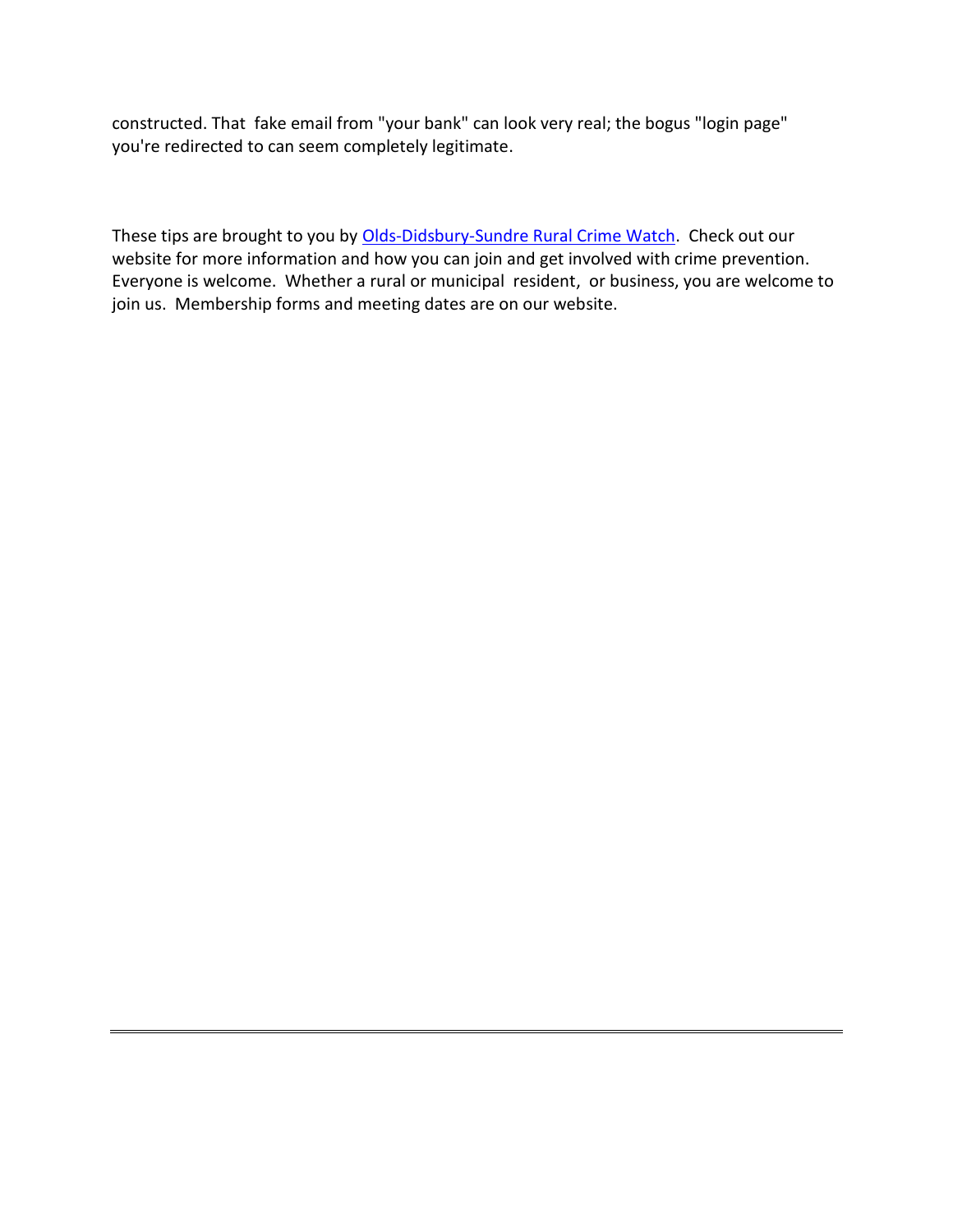constructed. That fake email from "your bank" can look very real; the bogus "login page" you're redirected to can seem completely legitimate.

These tips are brought to you by Olds-Didsbury-Sundre Rural Crime Watch. Check out our website for more information and how you can join and get involved with crime prevention. Everyone is welcome. Whether a rural or municipal resident, or business, you are welcome to join us. Membership forms and meeting dates are on our website.